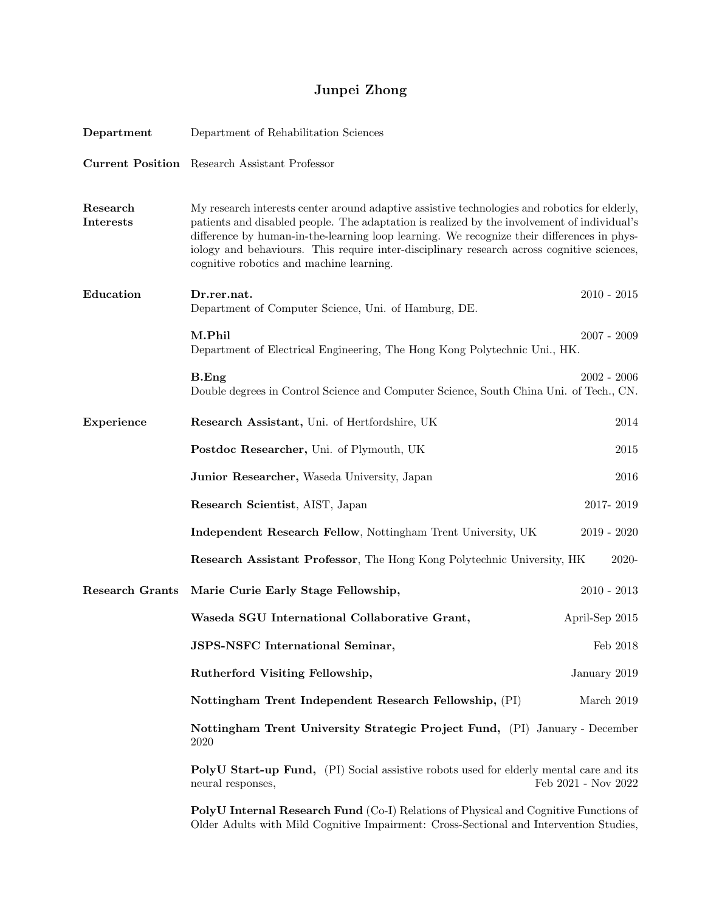# Junpei Zhong

**Department** Department of Rehabilitation Sciences

**Current Position** Research Assistant Professor

## Research Interests

My research interests center around adaptive assistive technologies and robotics for elderly, patients and disabled people. The adaptation is realized by the involvement of individual's difference by human-in-the-learning loop learning. We recognize their differences in physiology and behaviours. This require inter-disciplinary research across cognitive sciences, cognitive robotics and machine learning.

## Education

**Dr.rer.nat.** 2010 - 2015
Department of Computer Science, Uni. of Hamburg, DE.

**M.Phil** 2007 - 2009
Department of Electrical Engineering, The Hong Kong Polytechnic Uni., HK.

**B.Eng** 2002 - 2006
Double degrees in Control Science and Computer Science, South China Uni. of Tech., CN.

## Experience

**Research Assistant,** Uni. of Hertfordshire, UK 2014

**Postdoc Researcher,** Uni. of Plymouth, UK 2015

**Junior Researcher,** Waseda University, Japan 2016

**Research Scientist**, AIST, Japan 2017- 2019

**Independent Research Fellow**, Nottingham Trent University, UK 2019 - 2020

**Research Assistant Professor**, The Hong Kong Polytechnic University, HK 2020-

## Research Grants

**Marie Curie Early Stage Fellowship,** 2010 - 2013

**Waseda SGU International Collaborative Grant,** April-Sep 2015

**JSPS-NSFC International Seminar,** Feb 2018

**Rutherford Visiting Fellowship,** January 2019

**Nottingham Trent Independent Research Fellowship,** (PI) March 2019

**Nottingham Trent University Strategic Project Fund,** (PI) January - December 2020

**PolyU Start-up Fund,** (PI) Social assistive robots used for elderly mental care and its neural responses, Feb 2021 - Nov 2022

**PolyU Internal Research Fund** (Co-I) Relations of Physical and Cognitive Functions of Older Adults with Mild Cognitive Impairment: Cross-Sectional and Intervention Studies,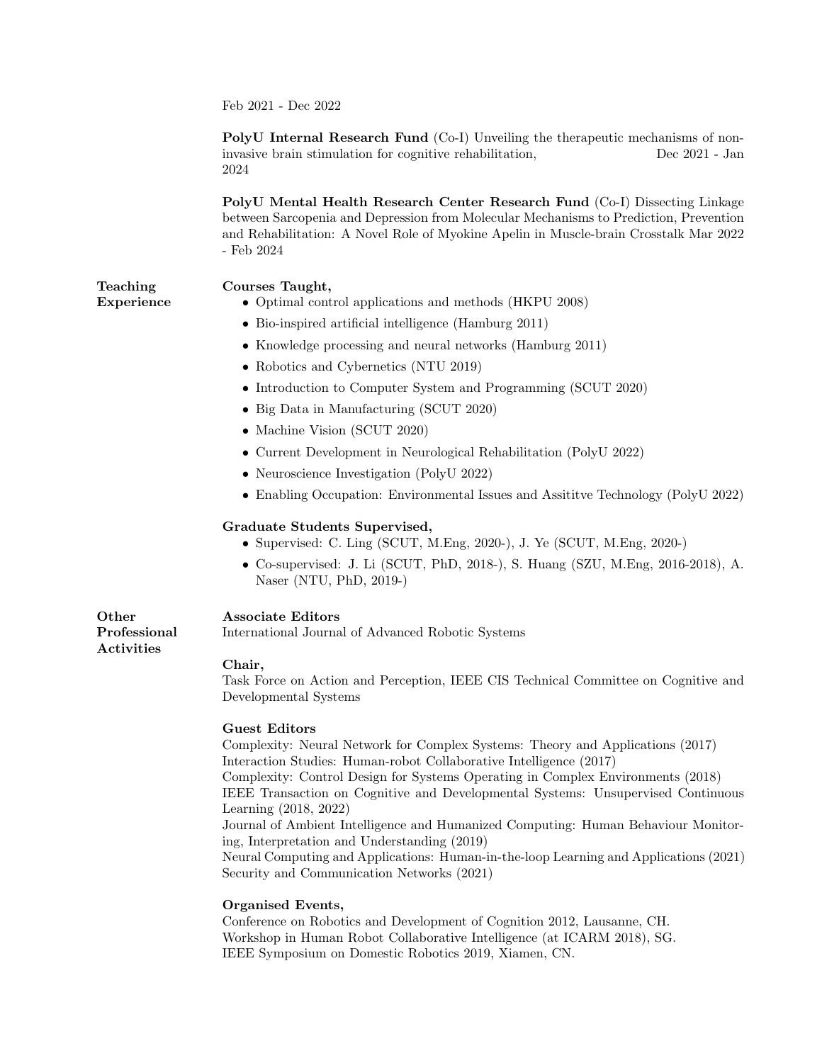Feb 2021 - Dec 2022

**PolyU Internal Research Fund** (Co-I) Unveiling the therapeutic mechanisms of non-invasive brain stimulation for cognitive rehabilitation, Dec 2021 - Jan 2024

**PolyU Mental Health Research Center Research Fund** (Co-I) Dissecting Linkage between Sarcopenia and Depression from Molecular Mechanisms to Prediction, Prevention and Rehabilitation: A Novel Role of Myokine Apelin in Muscle-brain Crosstalk Mar 2022 - Feb 2024

## Teaching Experience

**Courses Taught,**

- Optimal control applications and methods (HKPU 2008)
- Bio-inspired artificial intelligence (Hamburg 2011)
- Knowledge processing and neural networks (Hamburg 2011)
- Robotics and Cybernetics (NTU 2019)
- Introduction to Computer System and Programming (SCUT 2020)
- Big Data in Manufacturing (SCUT 2020)
- Machine Vision (SCUT 2020)
- Current Development in Neurological Rehabilitation (PolyU 2022)
- Neuroscience Investigation (PolyU 2022)
- Enabling Occupation: Environmental Issues and Assititve Technology (PolyU 2022)

**Graduate Students Supervised,**

- Supervised: C. Ling (SCUT, M.Eng, 2020-), J. Ye (SCUT, M.Eng, 2020-)
- Co-supervised: J. Li (SCUT, PhD, 2018-), S. Huang (SZU, M.Eng, 2016-2018), A. Naser (NTU, PhD, 2019-)

## Other Professional Activities

**Associate Editors**
International Journal of Advanced Robotic Systems

**Chair,**
Task Force on Action and Perception, IEEE CIS Technical Committee on Cognitive and Developmental Systems

**Guest Editors**
Complexity: Neural Network for Complex Systems: Theory and Applications (2017)
Interaction Studies: Human-robot Collaborative Intelligence (2017)
Complexity: Control Design for Systems Operating in Complex Environments (2018)
IEEE Transaction on Cognitive and Developmental Systems: Unsupervised Continuous Learning (2018, 2022)
Journal of Ambient Intelligence and Humanized Computing: Human Behaviour Monitoring, Interpretation and Understanding (2019)
Neural Computing and Applications: Human-in-the-loop Learning and Applications (2021)
Security and Communication Networks (2021)

**Organised Events,**
Conference on Robotics and Development of Cognition 2012, Lausanne, CH.
Workshop in Human Robot Collaborative Intelligence (at ICARM 2018), SG.
IEEE Symposium on Domestic Robotics 2019, Xiamen, CN.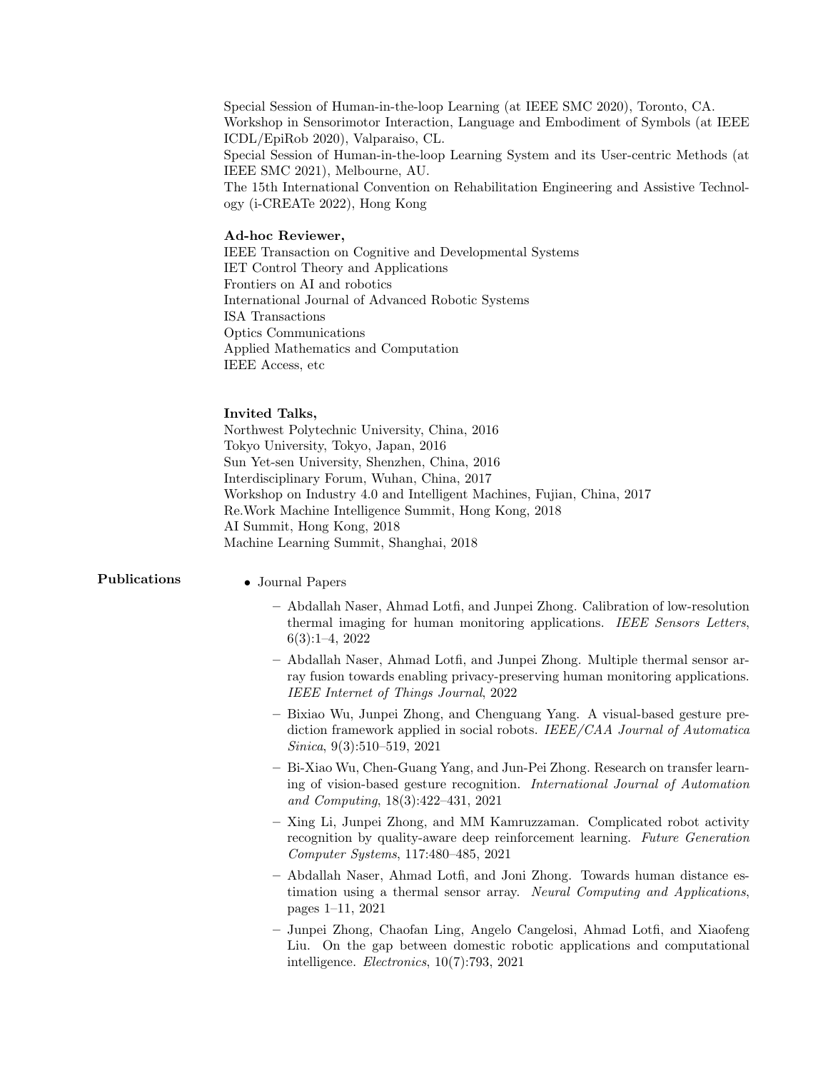Special Session of Human-in-the-loop Learning (at IEEE SMC 2020), Toronto, CA.
Workshop in Sensorimotor Interaction, Language and Embodiment of Symbols (at IEEE ICDL/EpiRob 2020), Valparaiso, CL.
Special Session of Human-in-the-loop Learning System and its User-centric Methods (at IEEE SMC 2021), Melbourne, AU.
The 15th International Convention on Rehabilitation Engineering and Assistive Technology (i-CREATe 2022), Hong Kong

**Ad-hoc Reviewer,**
IEEE Transaction on Cognitive and Developmental Systems
IET Control Theory and Applications
Frontiers on AI and robotics
International Journal of Advanced Robotic Systems
ISA Transactions
Optics Communications
Applied Mathematics and Computation
IEEE Access, etc

**Invited Talks,**
Northwest Polytechnic University, China, 2016
Tokyo University, Tokyo, Japan, 2016
Sun Yet-sen University, Shenzhen, China, 2016
Interdisciplinary Forum, Wuhan, China, 2017
Workshop on Industry 4.0 and Intelligent Machines, Fujian, China, 2017
Re.Work Machine Intelligence Summit, Hong Kong, 2018
AI Summit, Hong Kong, 2018
Machine Learning Summit, Shanghai, 2018

## Publications

- Journal Papers
  - Abdallah Naser, Ahmad Lotfi, and Junpei Zhong. Calibration of low-resolution thermal imaging for human monitoring applications. *IEEE Sensors Letters*, 6(3):1–4, 2022
  - Abdallah Naser, Ahmad Lotfi, and Junpei Zhong. Multiple thermal sensor array fusion towards enabling privacy-preserving human monitoring applications. *IEEE Internet of Things Journal*, 2022
  - Bixiao Wu, Junpei Zhong, and Chenguang Yang. A visual-based gesture prediction framework applied in social robots. *IEEE/CAA Journal of Automatica Sinica*, 9(3):510–519, 2021
  - Bi-Xiao Wu, Chen-Guang Yang, and Jun-Pei Zhong. Research on transfer learning of vision-based gesture recognition. *International Journal of Automation and Computing*, 18(3):422–431, 2021
  - Xing Li, Junpei Zhong, and MM Kamruzzaman. Complicated robot activity recognition by quality-aware deep reinforcement learning. *Future Generation Computer Systems*, 117:480–485, 2021
  - Abdallah Naser, Ahmad Lotfi, and Joni Zhong. Towards human distance estimation using a thermal sensor array. *Neural Computing and Applications*, pages 1–11, 2021
  - Junpei Zhong, Chaofan Ling, Angelo Cangelosi, Ahmad Lotfi, and Xiaofeng Liu. On the gap between domestic robotic applications and computational intelligence. *Electronics*, 10(7):793, 2021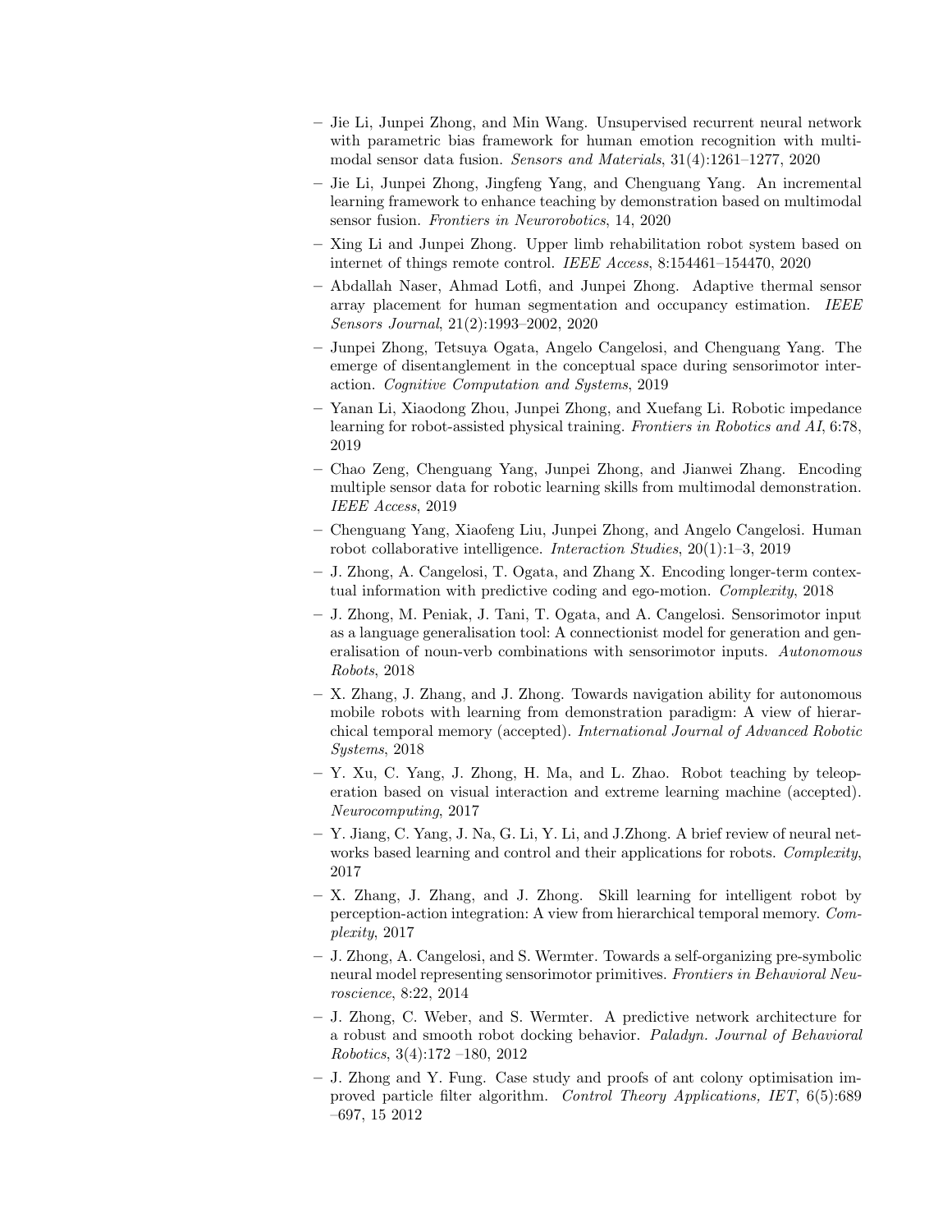- Jie Li, Junpei Zhong, and Min Wang. Unsupervised recurrent neural network with parametric bias framework for human emotion recognition with multimodal sensor data fusion. *Sensors and Materials*, 31(4):1261–1277, 2020
- Jie Li, Junpei Zhong, Jingfeng Yang, and Chenguang Yang. An incremental learning framework to enhance teaching by demonstration based on multimodal sensor fusion. *Frontiers in Neurorobotics*, 14, 2020
- Xing Li and Junpei Zhong. Upper limb rehabilitation robot system based on internet of things remote control. *IEEE Access*, 8:154461–154470, 2020
- Abdallah Naser, Ahmad Lotfi, and Junpei Zhong. Adaptive thermal sensor array placement for human segmentation and occupancy estimation. *IEEE Sensors Journal*, 21(2):1993–2002, 2020
- Junpei Zhong, Tetsuya Ogata, Angelo Cangelosi, and Chenguang Yang. The emerge of disentanglement in the conceptual space during sensorimotor interaction. *Cognitive Computation and Systems*, 2019
- Yanan Li, Xiaodong Zhou, Junpei Zhong, and Xuefang Li. Robotic impedance learning for robot-assisted physical training. *Frontiers in Robotics and AI*, 6:78, 2019
- Chao Zeng, Chenguang Yang, Junpei Zhong, and Jianwei Zhang. Encoding multiple sensor data for robotic learning skills from multimodal demonstration. *IEEE Access*, 2019
- Chenguang Yang, Xiaofeng Liu, Junpei Zhong, and Angelo Cangelosi. Human robot collaborative intelligence. *Interaction Studies*, 20(1):1–3, 2019
- J. Zhong, A. Cangelosi, T. Ogata, and Zhang X. Encoding longer-term contextual information with predictive coding and ego-motion. *Complexity*, 2018
- J. Zhong, M. Peniak, J. Tani, T. Ogata, and A. Cangelosi. Sensorimotor input as a language generalisation tool: A connectionist model for generation and generalisation of noun-verb combinations with sensorimotor inputs. *Autonomous Robots*, 2018
- X. Zhang, J. Zhang, and J. Zhong. Towards navigation ability for autonomous mobile robots with learning from demonstration paradigm: A view of hierarchical temporal memory (accepted). *International Journal of Advanced Robotic Systems*, 2018
- Y. Xu, C. Yang, J. Zhong, H. Ma, and L. Zhao. Robot teaching by teleoperation based on visual interaction and extreme learning machine (accepted). *Neurocomputing*, 2017
- Y. Jiang, C. Yang, J. Na, G. Li, Y. Li, and J.Zhong. A brief review of neural networks based learning and control and their applications for robots. *Complexity*, 2017
- X. Zhang, J. Zhang, and J. Zhong. Skill learning for intelligent robot by perception-action integration: A view from hierarchical temporal memory. *Complexity*, 2017
- J. Zhong, A. Cangelosi, and S. Wermter. Towards a self-organizing pre-symbolic neural model representing sensorimotor primitives. *Frontiers in Behavioral Neuroscience*, 8:22, 2014
- J. Zhong, C. Weber, and S. Wermter. A predictive network architecture for a robust and smooth robot docking behavior. *Paladyn. Journal of Behavioral Robotics*, 3(4):172 –180, 2012
- J. Zhong and Y. Fung. Case study and proofs of ant colony optimisation improved particle filter algorithm. *Control Theory Applications, IET*, 6(5):689 –697, 15 2012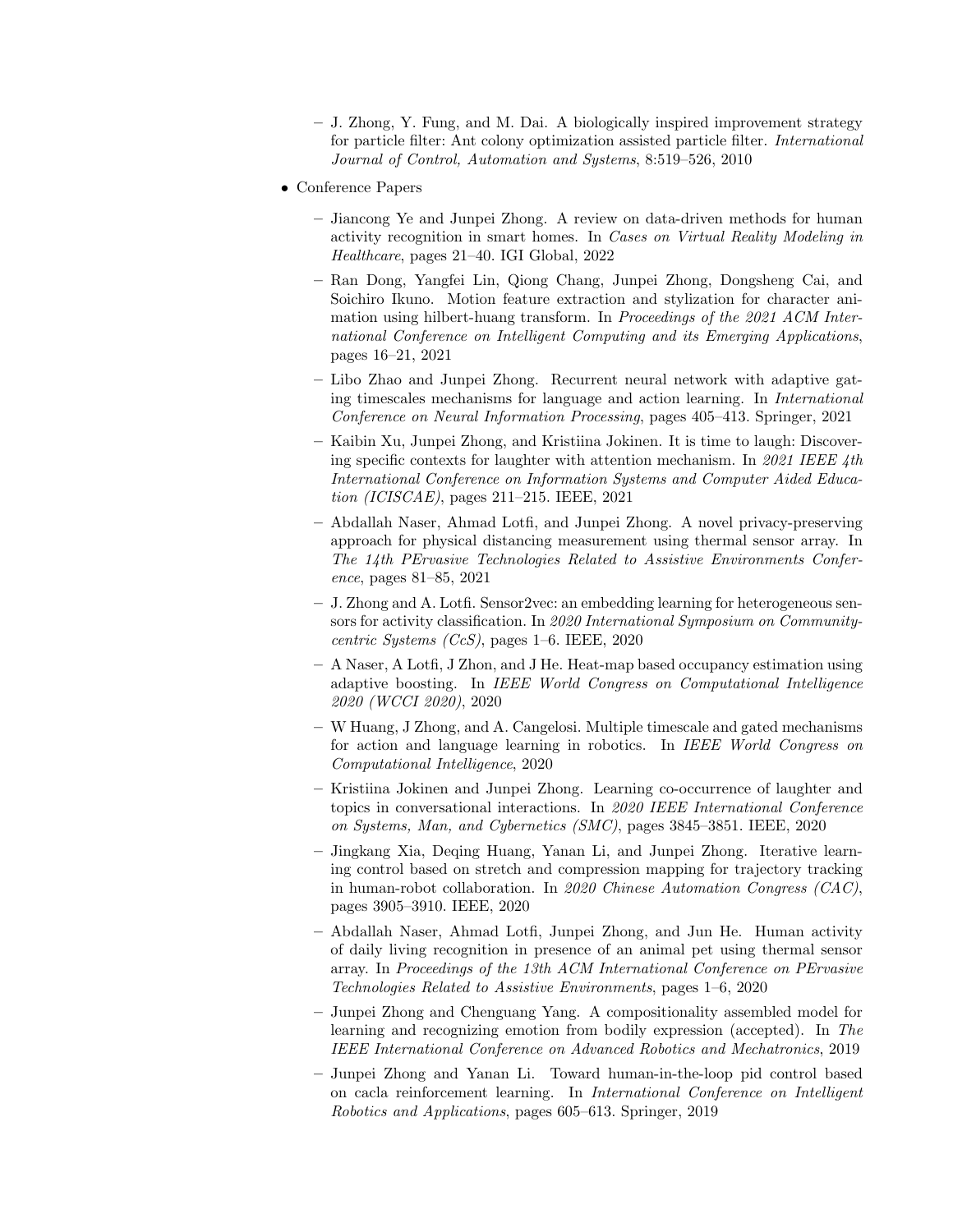- J. Zhong, Y. Fung, and M. Dai. A biologically inspired improvement strategy for particle filter: Ant colony optimization assisted particle filter. *International Journal of Control, Automation and Systems*, 8:519–526, 2010

- Conference Papers
  - Jiancong Ye and Junpei Zhong. A review on data-driven methods for human activity recognition in smart homes. In *Cases on Virtual Reality Modeling in Healthcare*, pages 21–40. IGI Global, 2022
  - Ran Dong, Yangfei Lin, Qiong Chang, Junpei Zhong, Dongsheng Cai, and Soichiro Ikuno. Motion feature extraction and stylization for character animation using hilbert-huang transform. In *Proceedings of the 2021 ACM International Conference on Intelligent Computing and its Emerging Applications*, pages 16–21, 2021
  - Libo Zhao and Junpei Zhong. Recurrent neural network with adaptive gating timescales mechanisms for language and action learning. In *International Conference on Neural Information Processing*, pages 405–413. Springer, 2021
  - Kaibin Xu, Junpei Zhong, and Kristiina Jokinen. It is time to laugh: Discovering specific contexts for laughter with attention mechanism. In *2021 IEEE 4th International Conference on Information Systems and Computer Aided Education (ICISCAE)*, pages 211–215. IEEE, 2021
  - Abdallah Naser, Ahmad Lotfi, and Junpei Zhong. A novel privacy-preserving approach for physical distancing measurement using thermal sensor array. In *The 14th PErvasive Technologies Related to Assistive Environments Conference*, pages 81–85, 2021
  - J. Zhong and A. Lotfi. Sensor2vec: an embedding learning for heterogeneous sensors for activity classification. In *2020 International Symposium on Community-centric Systems (CcS)*, pages 1–6. IEEE, 2020
  - A Naser, A Lotfi, J Zhon, and J He. Heat-map based occupancy estimation using adaptive boosting. In *IEEE World Congress on Computational Intelligence 2020 (WCCI 2020)*, 2020
  - W Huang, J Zhong, and A. Cangelosi. Multiple timescale and gated mechanisms for action and language learning in robotics. In *IEEE World Congress on Computational Intelligence*, 2020
  - Kristiina Jokinen and Junpei Zhong. Learning co-occurrence of laughter and topics in conversational interactions. In *2020 IEEE International Conference on Systems, Man, and Cybernetics (SMC)*, pages 3845–3851. IEEE, 2020
  - Jingkang Xia, Deqing Huang, Yanan Li, and Junpei Zhong. Iterative learning control based on stretch and compression mapping for trajectory tracking in human-robot collaboration. In *2020 Chinese Automation Congress (CAC)*, pages 3905–3910. IEEE, 2020
  - Abdallah Naser, Ahmad Lotfi, Junpei Zhong, and Jun He. Human activity of daily living recognition in presence of an animal pet using thermal sensor array. In *Proceedings of the 13th ACM International Conference on PErvasive Technologies Related to Assistive Environments*, pages 1–6, 2020
  - Junpei Zhong and Chenguang Yang. A compositionality assembled model for learning and recognizing emotion from bodily expression (accepted). In *The IEEE International Conference on Advanced Robotics and Mechatronics*, 2019
  - Junpei Zhong and Yanan Li. Toward human-in-the-loop pid control based on cacla reinforcement learning. In *International Conference on Intelligent Robotics and Applications*, pages 605–613. Springer, 2019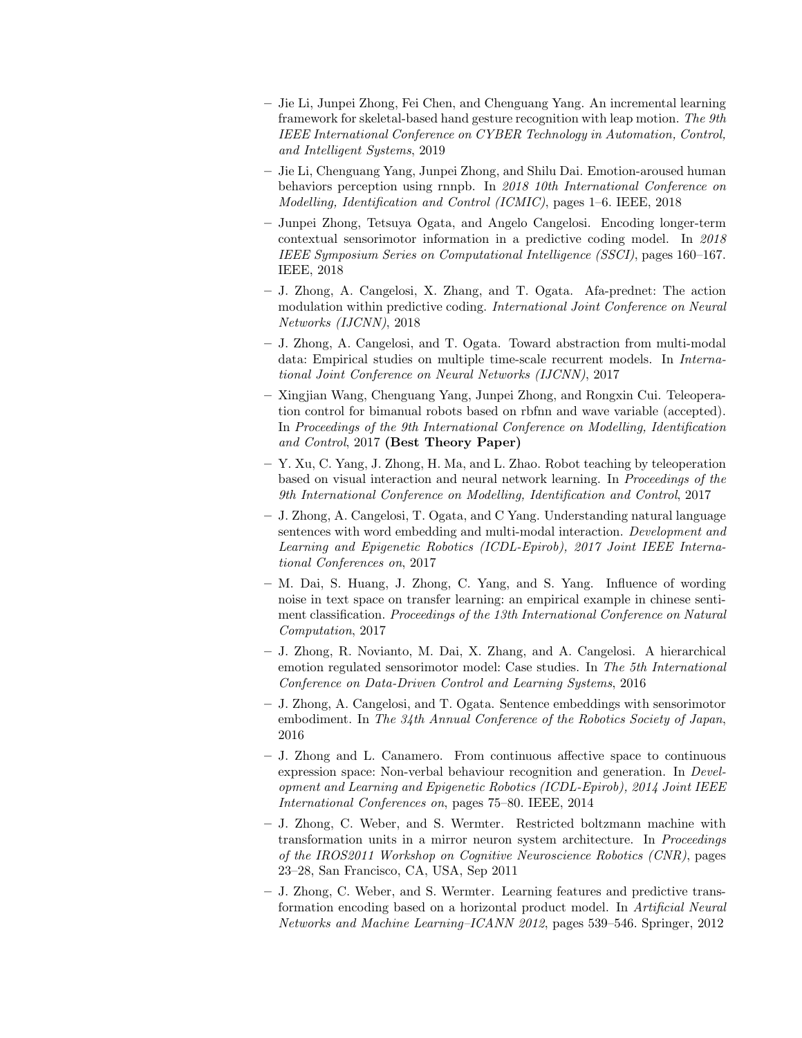- Jie Li, Junpei Zhong, Fei Chen, and Chenguang Yang. An incremental learning framework for skeletal-based hand gesture recognition with leap motion. *The 9th IEEE International Conference on CYBER Technology in Automation, Control, and Intelligent Systems*, 2019
- Jie Li, Chenguang Yang, Junpei Zhong, and Shilu Dai. Emotion-aroused human behaviors perception using rnnpb. In *2018 10th International Conference on Modelling, Identification and Control (ICMIC)*, pages 1–6. IEEE, 2018
- Junpei Zhong, Tetsuya Ogata, and Angelo Cangelosi. Encoding longer-term contextual sensorimotor information in a predictive coding model. In *2018 IEEE Symposium Series on Computational Intelligence (SSCI)*, pages 160–167. IEEE, 2018
- J. Zhong, A. Cangelosi, X. Zhang, and T. Ogata. Afa-prednet: The action modulation within predictive coding. *International Joint Conference on Neural Networks (IJCNN)*, 2018
- J. Zhong, A. Cangelosi, and T. Ogata. Toward abstraction from multi-modal data: Empirical studies on multiple time-scale recurrent models. In *International Joint Conference on Neural Networks (IJCNN)*, 2017
- Xingjian Wang, Chenguang Yang, Junpei Zhong, and Rongxin Cui. Teleoperation control for bimanual robots based on rbfnn and wave variable (accepted). In *Proceedings of the 9th International Conference on Modelling, Identification and Control*, 2017 **(Best Theory Paper)**
- Y. Xu, C. Yang, J. Zhong, H. Ma, and L. Zhao. Robot teaching by teleoperation based on visual interaction and neural network learning. In *Proceedings of the 9th International Conference on Modelling, Identification and Control*, 2017
- J. Zhong, A. Cangelosi, T. Ogata, and C Yang. Understanding natural language sentences with word embedding and multi-modal interaction. *Development and Learning and Epigenetic Robotics (ICDL-Epirob), 2017 Joint IEEE International Conferences on*, 2017
- M. Dai, S. Huang, J. Zhong, C. Yang, and S. Yang. Influence of wording noise in text space on transfer learning: an empirical example in chinese sentiment classification. *Proceedings of the 13th International Conference on Natural Computation*, 2017
- J. Zhong, R. Novianto, M. Dai, X. Zhang, and A. Cangelosi. A hierarchical emotion regulated sensorimotor model: Case studies. In *The 5th International Conference on Data-Driven Control and Learning Systems*, 2016
- J. Zhong, A. Cangelosi, and T. Ogata. Sentence embeddings with sensorimotor embodiment. In *The 34th Annual Conference of the Robotics Society of Japan*, 2016
- J. Zhong and L. Canamero. From continuous affective space to continuous expression space: Non-verbal behaviour recognition and generation. In *Development and Learning and Epigenetic Robotics (ICDL-Epirob), 2014 Joint IEEE International Conferences on*, pages 75–80. IEEE, 2014
- J. Zhong, C. Weber, and S. Wermter. Restricted boltzmann machine with transformation units in a mirror neuron system architecture. In *Proceedings of the IROS2011 Workshop on Cognitive Neuroscience Robotics (CNR)*, pages 23–28, San Francisco, CA, USA, Sep 2011
- J. Zhong, C. Weber, and S. Wermter. Learning features and predictive transformation encoding based on a horizontal product model. In *Artificial Neural Networks and Machine Learning–ICANN 2012*, pages 539–546. Springer, 2012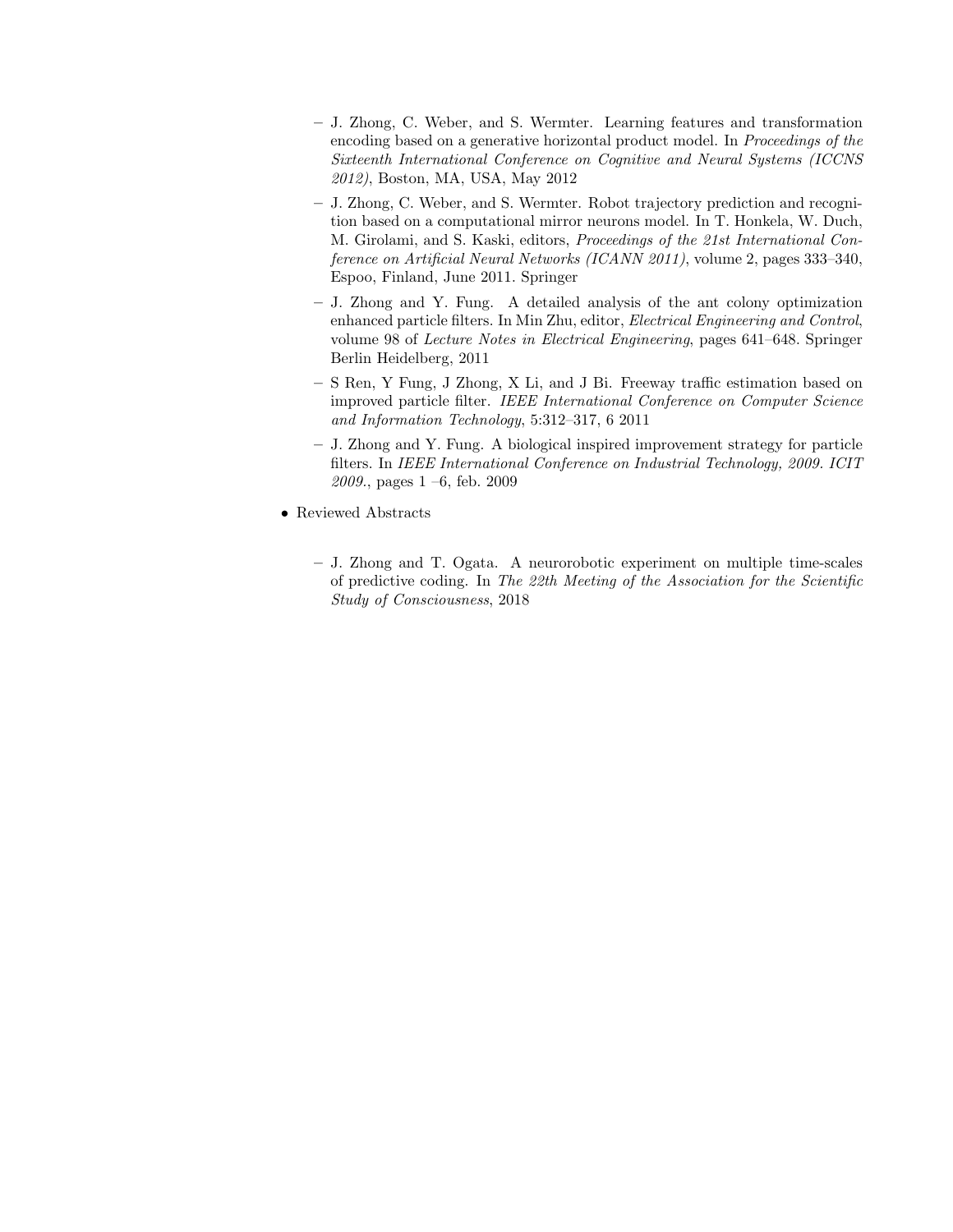- J. Zhong, C. Weber, and S. Wermter. Learning features and transformation encoding based on a generative horizontal product model. In *Proceedings of the Sixteenth International Conference on Cognitive and Neural Systems (ICCNS 2012)*, Boston, MA, USA, May 2012
- J. Zhong, C. Weber, and S. Wermter. Robot trajectory prediction and recognition based on a computational mirror neurons model. In T. Honkela, W. Duch, M. Girolami, and S. Kaski, editors, *Proceedings of the 21st International Conference on Artificial Neural Networks (ICANN 2011)*, volume 2, pages 333–340, Espoo, Finland, June 2011. Springer
- J. Zhong and Y. Fung. A detailed analysis of the ant colony optimization enhanced particle filters. In Min Zhu, editor, *Electrical Engineering and Control*, volume 98 of *Lecture Notes in Electrical Engineering*, pages 641–648. Springer Berlin Heidelberg, 2011
- S Ren, Y Fung, J Zhong, X Li, and J Bi. Freeway traffic estimation based on improved particle filter. *IEEE International Conference on Computer Science and Information Technology*, 5:312–317, 6 2011
- J. Zhong and Y. Fung. A biological inspired improvement strategy for particle filters. In *IEEE International Conference on Industrial Technology, 2009. ICIT 2009.*, pages 1 –6, feb. 2009

- Reviewed Abstracts
  - J. Zhong and T. Ogata. A neurorobotic experiment on multiple time-scales of predictive coding. In *The 22th Meeting of the Association for the Scientific Study of Consciousness*, 2018